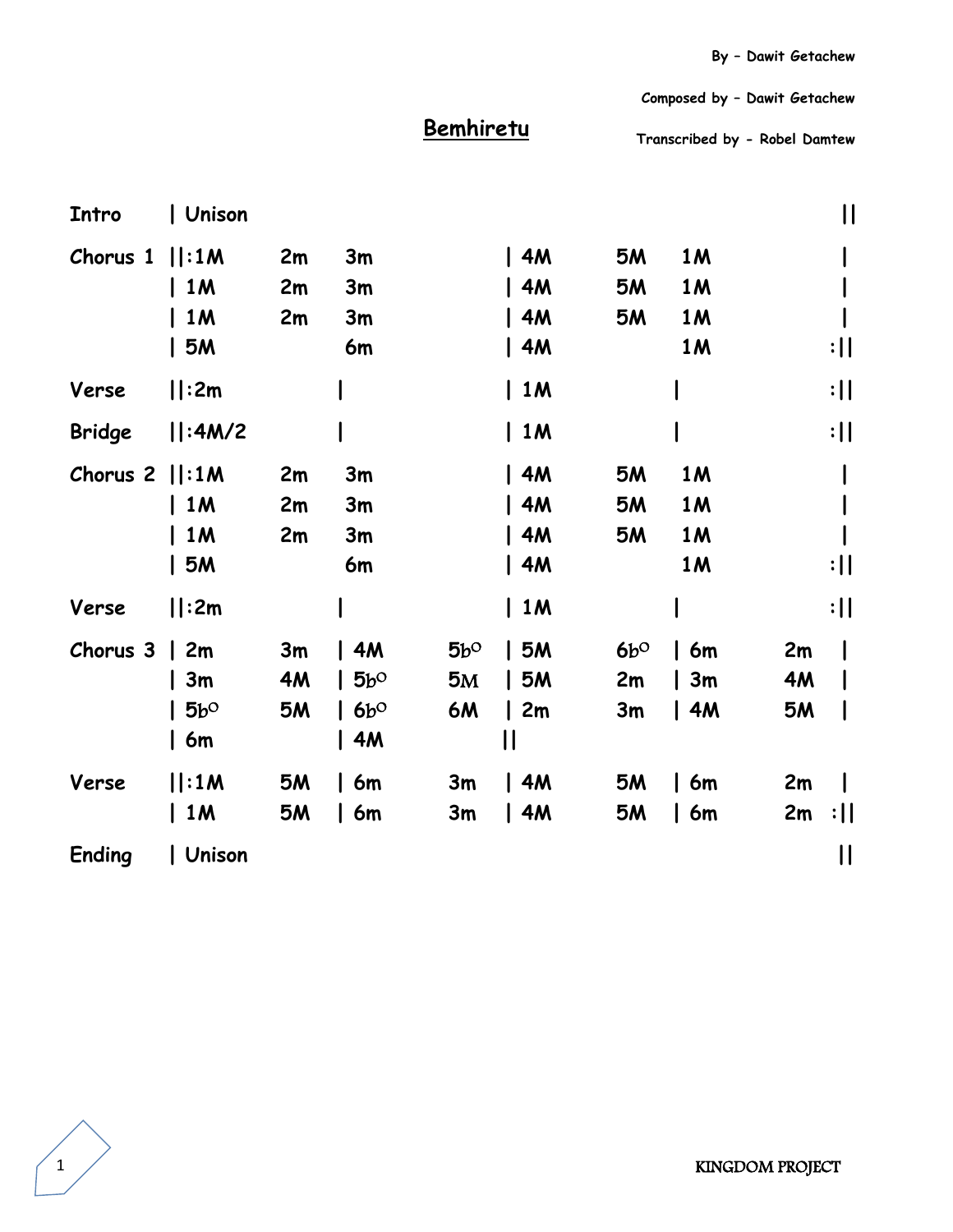By – Dawit Getachew

Composed by – Dawit Getachew

# Bemhiretu

Transcribed by - Robel Damtew

| Section | | | | | | | | | |
|---|---|---|---|---|---|---|---|---|---|
| Intro | \| Unison | | | | | | | | \|\| |
| Chorus 1 | \|\|:1M | 2m | 3m | | \| 4M | 5M | 1M | | \| |
| | \| 1M | 2m | 3m | | \| 4M | 5M | 1M | | \| |
| | \| 1M | 2m | 3m | | \| 4M | 5M | 1M | | \| |
| | \| 5M | | 6m | | \| 4M | | 1M | | :\|\| |
| Verse | \|\|:2m | | \| | | \| 1M | | \| | | :\|\| |
| Bridge | \|\|:4M/2 | | \| | | \| 1M | | \| | | :\|\| |
| Chorus 2 | \|\|:1M | 2m | 3m | | \| 4M | 5M | 1M | | \| |
| | \| 1M | 2m | 3m | | \| 4M | 5M | 1M | | \| |
| | \| 1M | 2m | 3m | | \| 4M | 5M | 1M | | \| |
| | \| 5M | | 6m | | \| 4M | | 1M | | :\|\| |
| Verse | \|\|:2m | | \| | | \| 1M | | \| | | :\|\| |
| Chorus 3 | \| 2m | 3m | \| 4M | 5b° | \| 5M | 6b° | \| 6m | 2m | \| |
| | \| 3m | 4M | \| 5b° | 5M | \| 5M | 2m | \| 3m | 4M | \| |
| | \| 5b° | 5M | \| 6b° | 6M | \| 2m | 3m | \| 4M | 5M | \| |
| | \| 6m | | \| 4M | | \|\| | | | | |
| Verse | \|\|:1M | 5M | \| 6m | 3m | \| 4M | 5M | \| 6m | 2m | \| |
| | \| 1M | 5M | \| 6m | 3m | \| 4M | 5M | \| 6m | 2m | :\|\| |
| Ending | \| Unison | | | | | | | | \|\| |

KINGDOM PROJECT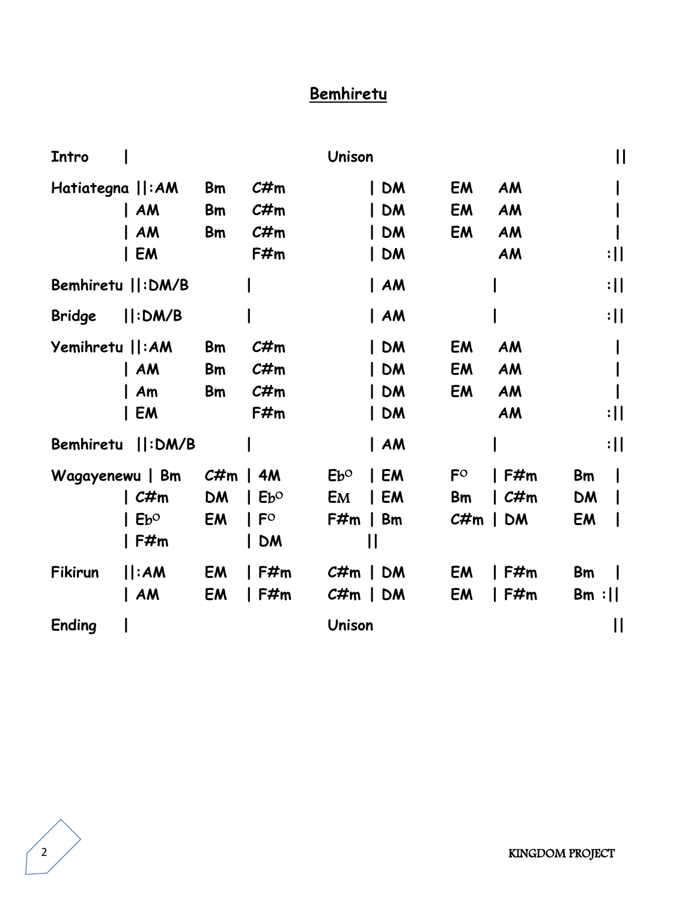# Bemhiretu

```
Intro       |                          Unison                          ||

Hatiategna ||:AM   Bm    C#m        | DM     EM    AM              |
            | AM   Bm    C#m        | DM     EM    AM              |
            | AM   Bm    C#m        | DM     EM    AM              |
            | EM         F#m        | DM           AM            :||

Bemhiretu ||:DM/B        |          | AM           |             :||

Bridge    ||:DM/B        |          | AM           |             :||

Yemihretu ||:AM    Bm    C#m        | DM     EM    AM              |
            | AM   Bm    C#m        | DM     EM    AM              |
            | Am   Bm    C#m        | DM     EM    AM              |
            | EM         F#m        | DM           AM            :||

Bemhiretu  ||:DM/B       |          | AM           |             :||

Wagayenewu | Bm    C#m | 4M    Ebo  | EM     Fo  | F#m    Bm      |
            | C#m  DM  | Ebo   EM   | EM     Bm  | C#m    DM      |
            | Ebo  EM  | Fo    F#m  | Bm     C#m | DM     EM      |
            | F#m      | DM         ||

Fikirun   ||:AM    EM  | F#m   C#m  | DM     EM  | F#m    Bm      |
            | AM   EM  | F#m   C#m  | DM     EM  | F#m    Bm    :||

Ending      |                          Unison                          ||
```